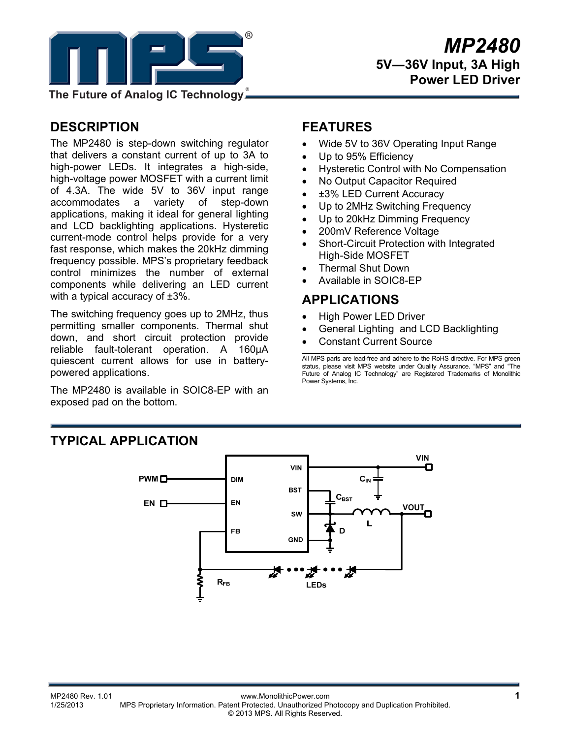# MP2480

## 5V—36V Input, 3A High Power LED Driver

The Future of Analog IC Technology

## DESCRIPTION

The MP2480 is step-down switching regulator that delivers a constant current of up to 3A to high-power LEDs. It integrates a high-side, high-voltage power MOSFET with a current limit of 4.3A. The wide 5V to 36V input range accommodates a variety of step-down applications, making it ideal for general lighting and LCD backlighting applications. Hysteretic current-mode control helps provide for a very fast response, which makes the 20kHz dimming frequency possible. MPS's proprietary feedback control minimizes the number of external components while delivering an LED current with a typical accuracy of ±3%.

The switching frequency goes up to 2MHz, thus permitting smaller components. Thermal shut down, and short circuit protection provide reliable fault-tolerant operation. A 160μA quiescent current allows for use in battery-powered applications.

The MP2480 is available in SOIC8-EP with an exposed pad on the bottom.

## FEATURES

- Wide 5V to 36V Operating Input Range
- Up to 95% Efficiency
- Hysteretic Control with No Compensation
- No Output Capacitor Required
- ±3% LED Current Accuracy
- Up to 2MHz Switching Frequency
- Up to 20kHz Dimming Frequency
- 200mV Reference Voltage
- Short-Circuit Protection with Integrated High-Side MOSFET
- Thermal Shut Down
- Available in SOIC8-EP

## APPLICATIONS

- High Power LED Driver
- General Lighting and LCD Backlighting
- Constant Current Source

All MPS parts are lead-free and adhere to the RoHS directive. For MPS green status, please visit MPS website under Quality Assurance. "MPS" and "The Future of Analog IC Technology" are Registered Trademarks of Monolithic Power Systems, Inc.

## TYPICAL APPLICATION

PWM, EN, DIM, EN, FB, VIN, BST, SW, GND, $C_{IN}$, $C_{BST}$, L, D, VOUT, $R_{FB}$, LEDs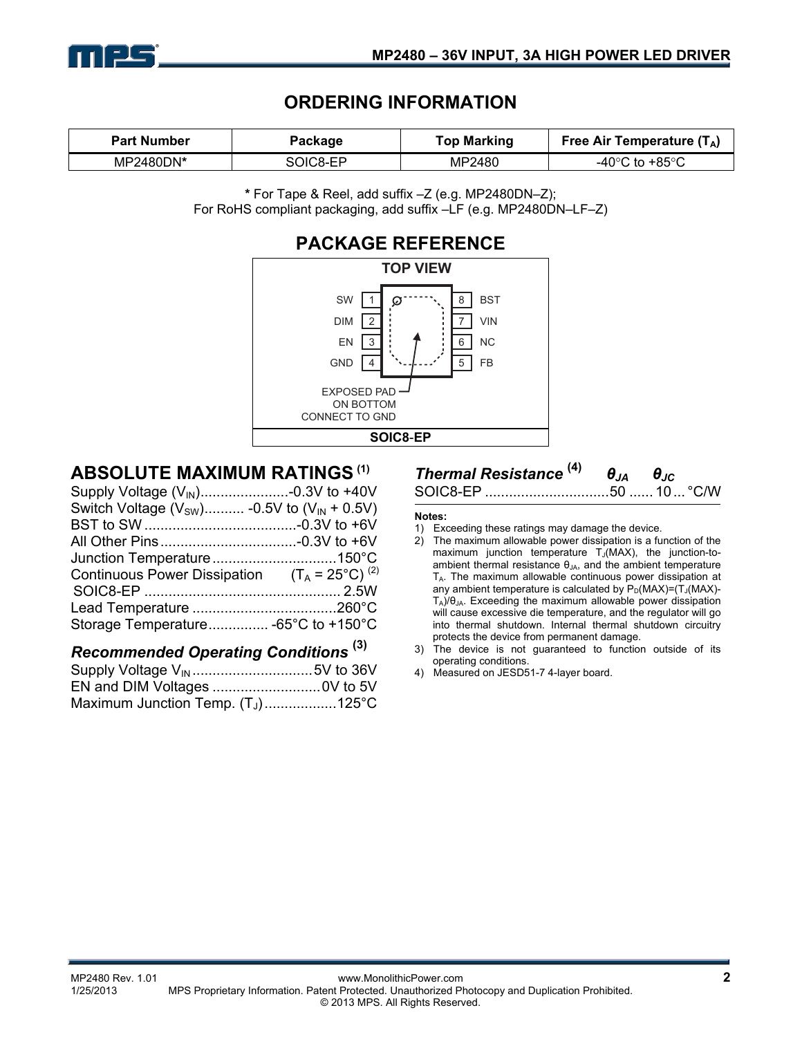## ORDERING INFORMATION

| Part Number | Package | Top Marking | Free Air Temperature ($T_A$) |
|---|---|---|---|
| MP2480DN* | SOIC8-EP | MP2480 | -40°C to +85°C |

**\*** For Tape & Reel, add suffix –Z (e.g. MP2480DN–Z);
For RoHS compliant packaging, add suffix –LF (e.g. MP2480DN–LF–Z)

## PACKAGE REFERENCE

TOP VIEW

| Pin | Name | | Pin | Name |
|---|---|---|---|---|
| 1 | SW | | 8 | BST |
| 2 | DIM | | 7 | VIN |
| 3 | EN | | 6 | NC |
| 4 | GND | | 5 | FB |

EXPOSED PAD ON BOTTOM CONNECT TO GND

SOIC8-EP

## ABSOLUTE MAXIMUM RATINGS [1]

Supply Voltage ($V_{IN}$)......................-0.3V to +40V
Switch Voltage ($V_{SW}$).......... -0.5V to ($V_{IN}$ + 0.5V)
BST to SW .......................................-0.3V to +6V
All Other Pins ...................................-0.3V to +6V
Junction Temperature...............................150°C
Continuous Power Dissipation ($T_A$ = 25°C) [2]
SOIC8-EP ................................................ 2.5W
Lead Temperature ....................................260°C
Storage Temperature............... -65°C to +150°C

### *Recommended Operating Conditions* [3]

Supply Voltage $V_{IN}$ ..............................5V to 36V
EN and DIM Voltages ...........................0V to 5V
Maximum Junction Temp. ($T_J$)..................125°C

### *Thermal Resistance* [4] $\theta_{JA}$ $\theta_{JC}$

SOIC8-EP ...............................50 ...... 10 ... °C/W

**Notes:**

1) Exceeding these ratings may damage the device.
2) The maximum allowable power dissipation is a function of the maximum junction temperature $T_J$(MAX), the junction-to-ambient thermal resistance $\theta_{JA}$, and the ambient temperature $T_A$. The maximum allowable continuous power dissipation at any ambient temperature is calculated by $P_D(MAX)=(T_J(MAX)-T_A)/\theta_{JA}$. Exceeding the maximum allowable power dissipation will cause excessive die temperature, and the regulator will go into thermal shutdown. Internal thermal shutdown circuitry protects the device from permanent damage.
3) The device is not guaranteed to function outside of its operating conditions.
4) Measured on JESD51-7 4-layer board.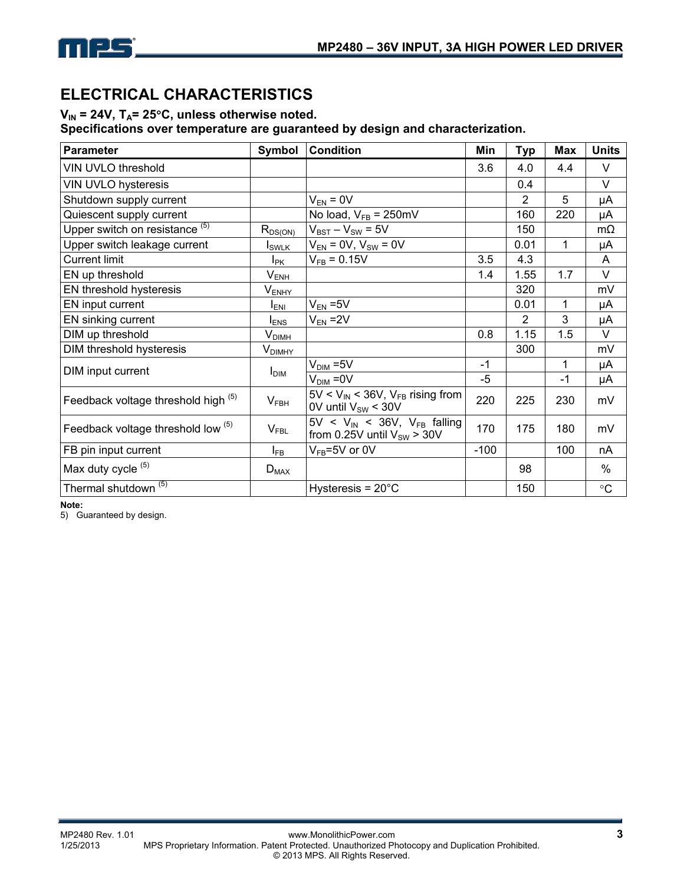## ELECTRICAL CHARACTERISTICS

**$V_{IN}$ = 24V, $T_A$= 25°C, unless otherwise noted.**
**Specifications over temperature are guaranteed by design and characterization.**

| Parameter | Symbol | Condition | Min | Typ | Max | Units |
|---|---|---|---|---|---|---|
| VIN UVLO threshold | | | 3.6 | 4.0 | 4.4 | V |
| VIN UVLO hysteresis | | | | 0.4 | | V |
| Shutdown supply current | | $V_{EN}$ = 0V | | 2 | 5 | μA |
| Quiescent supply current | | No load, $V_{FB}$ = 250mV | | 160 | 220 | μA |
| Upper switch on resistance (5) | $R_{DS(ON)}$ | $V_{BST} – V_{SW}$ = 5V | | 150 | | mΩ |
| Upper switch leakage current | $I_{SWLK}$ | $V_{EN}$ = 0V, $V_{SW}$ = 0V | | 0.01 | 1 | μA |
| Current limit | $I_{PK}$ | $V_{FB}$ = 0.15V | 3.5 | 4.3 | | A |
| EN up threshold | $V_{ENH}$ | | 1.4 | 1.55 | 1.7 | V |
| EN threshold hysteresis | $V_{ENHY}$ | | | 320 | | mV |
| EN input current | $I_{ENI}$ | $V_{EN}$ =5V | | 0.01 | 1 | μA |
| EN sinking current | $I_{ENS}$ | $V_{EN}$ =2V | | 2 | 3 | μA |
| DIM up threshold | $V_{DIMH}$ | | 0.8 | 1.15 | 1.5 | V |
| DIM threshold hysteresis | $V_{DIMHY}$ | | | 300 | | mV |
| DIM input current | $I_{DIM}$ | $V_{DIM}$ =5V | -1 | | 1 | μA |
| | | $V_{DIM}$ =0V | -5 | | -1 | μA |
| Feedback voltage threshold high (5) | $V_{FBH}$ | 5V < $V_{IN}$ < 36V, $V_{FB}$ rising from 0V until $V_{SW}$ < 30V | 220 | 225 | 230 | mV |
| Feedback voltage threshold low (5) | $V_{FBL}$ | 5V < $V_{IN}$ < 36V, $V_{FB}$ falling from 0.25V until $V_{SW}$ > 30V | 170 | 175 | 180 | mV |
| FB pin input current | $I_{FB}$ | $V_{FB}$=5V or 0V | -100 | | 100 | nA |
| Max duty cycle (5) | $D_{MAX}$ | | | 98 | | % |
| Thermal shutdown (5) | | Hysteresis = 20°C | | 150 | | °C |

**Note:**

5) Guaranteed by design.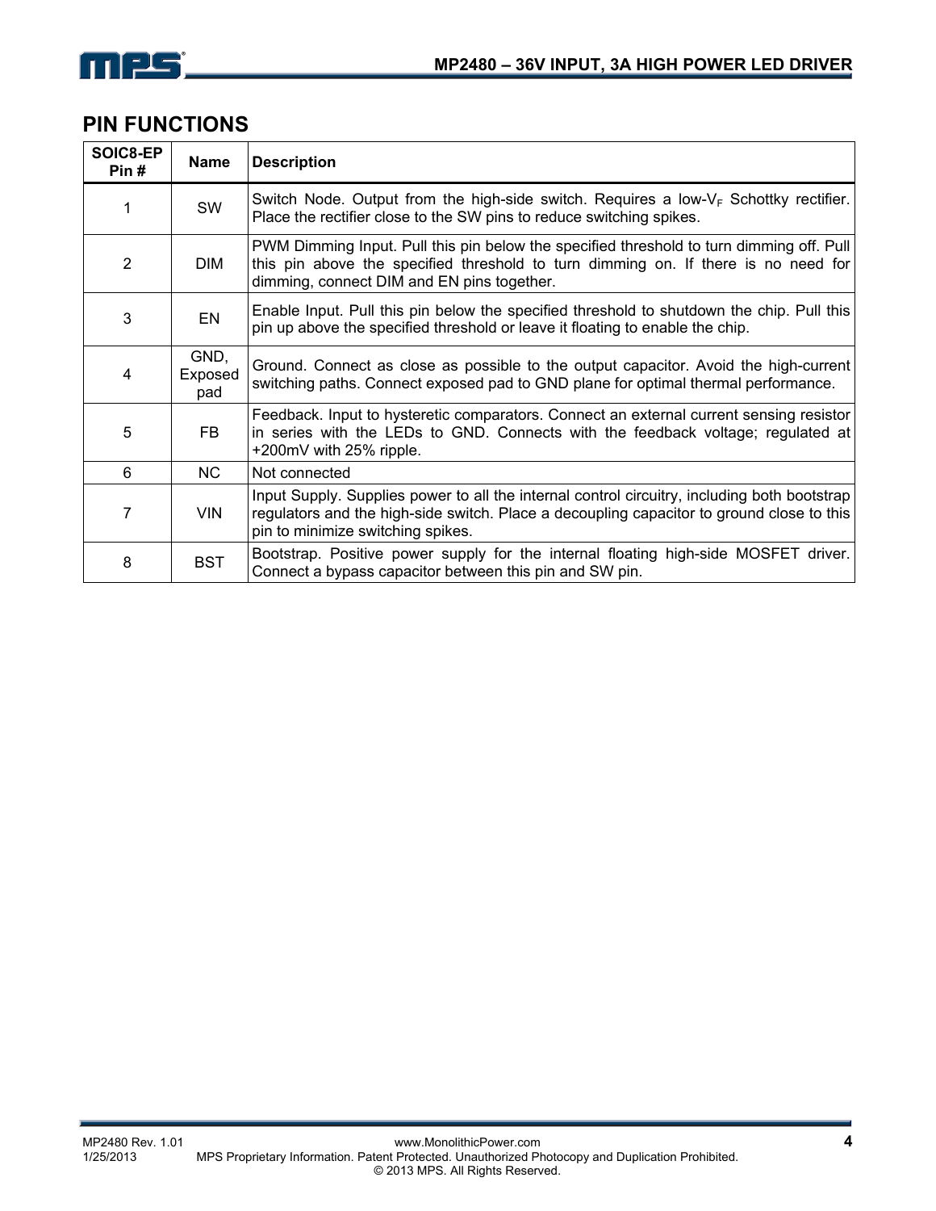## PIN FUNCTIONS

| SOIC8-EP Pin # | Name | Description |
|---|---|---|
| 1 | SW | Switch Node. Output from the high-side switch. Requires a low-$V_F$ Schottky rectifier. Place the rectifier close to the SW pins to reduce switching spikes. |
| 2 | DIM | PWM Dimming Input. Pull this pin below the specified threshold to turn dimming off. Pull this pin above the specified threshold to turn dimming on. If there is no need for dimming, connect DIM and EN pins together. |
| 3 | EN | Enable Input. Pull this pin below the specified threshold to shutdown the chip. Pull this pin up above the specified threshold or leave it floating to enable the chip. |
| 4 | GND, Exposed pad | Ground. Connect as close as possible to the output capacitor. Avoid the high-current switching paths. Connect exposed pad to GND plane for optimal thermal performance. |
| 5 | FB | Feedback. Input to hysteretic comparators. Connect an external current sensing resistor in series with the LEDs to GND. Connects with the feedback voltage; regulated at +200mV with 25% ripple. |
| 6 | NC | Not connected |
| 7 | VIN | Input Supply. Supplies power to all the internal control circuitry, including both bootstrap regulators and the high-side switch. Place a decoupling capacitor to ground close to this pin to minimize switching spikes. |
| 8 | BST | Bootstrap. Positive power supply for the internal floating high-side MOSFET driver. Connect a bypass capacitor between this pin and SW pin. |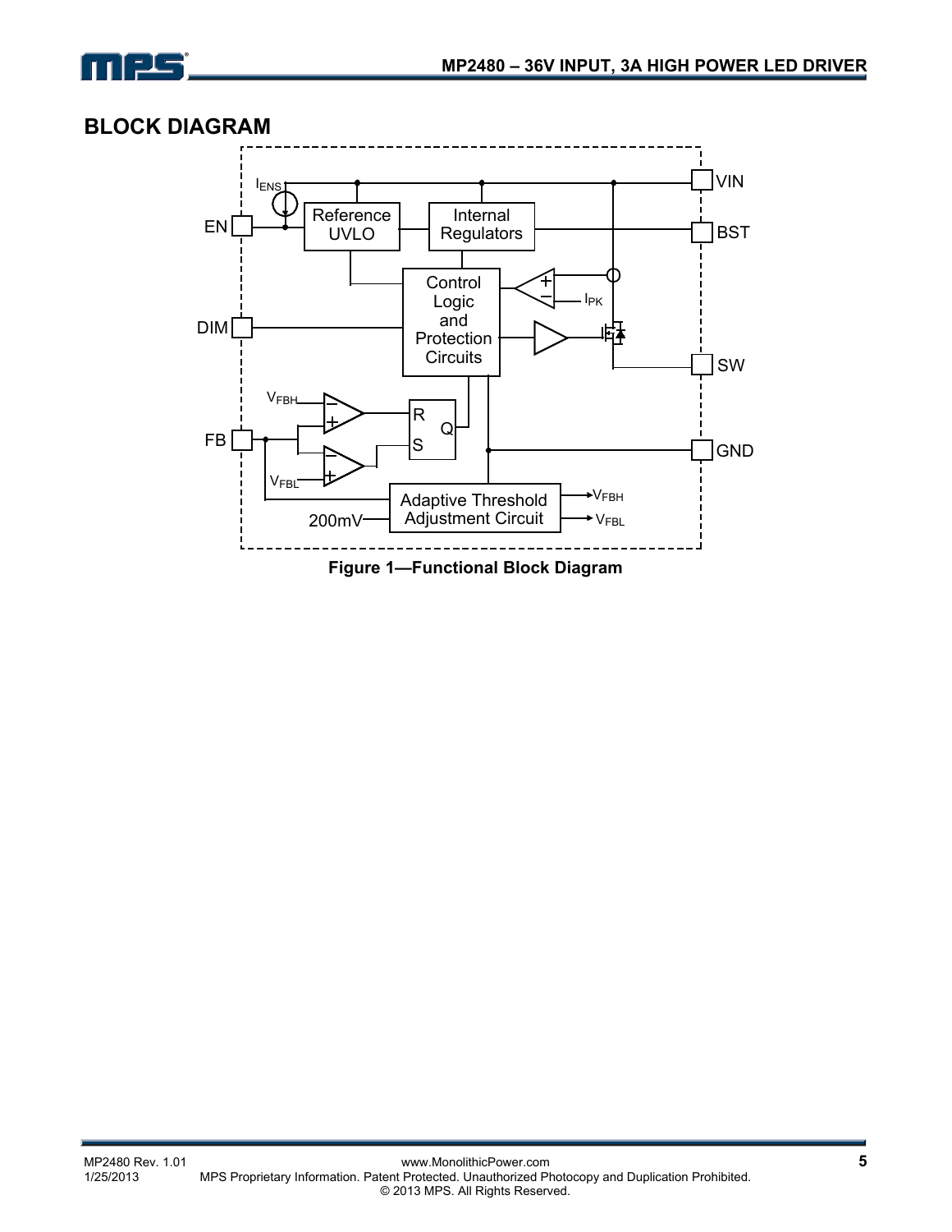## BLOCK DIAGRAM

**Figure 1—Functional Block Diagram**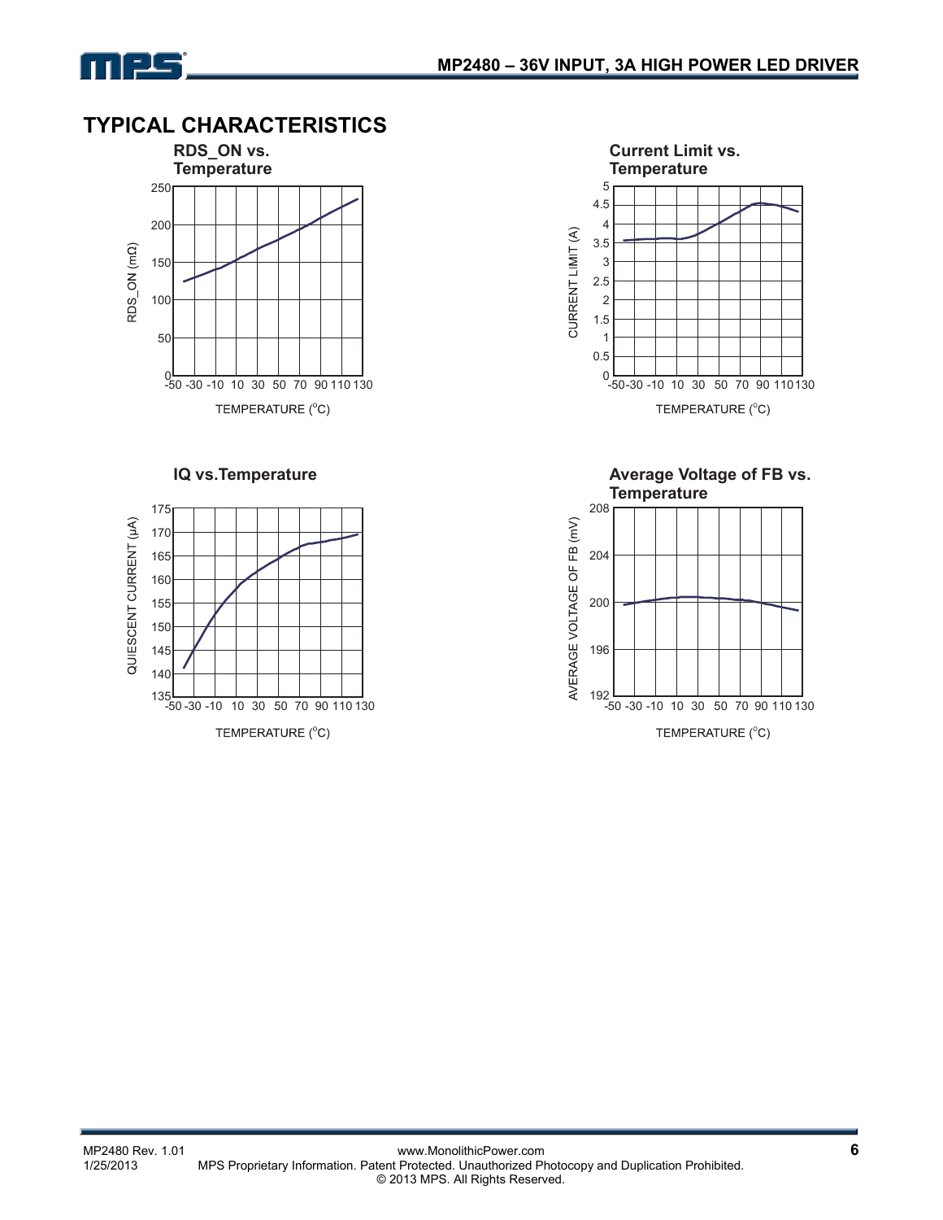## TYPICAL CHARACTERISTICS

**RDS_ON vs. Temperature**

RDS_ON (mΩ)

TEMPERATURE (°C)

**Current Limit vs. Temperature**

CURRENT LIMIT (A)

TEMPERATURE (°C)

**IQ vs.Temperature**

QUIESCENT CURRENT (µA)

TEMPERATURE (°C)

**Average Voltage of FB vs. Temperature**

AVERAGE VOLTAGE OF FB (mV)

TEMPERATURE (°C)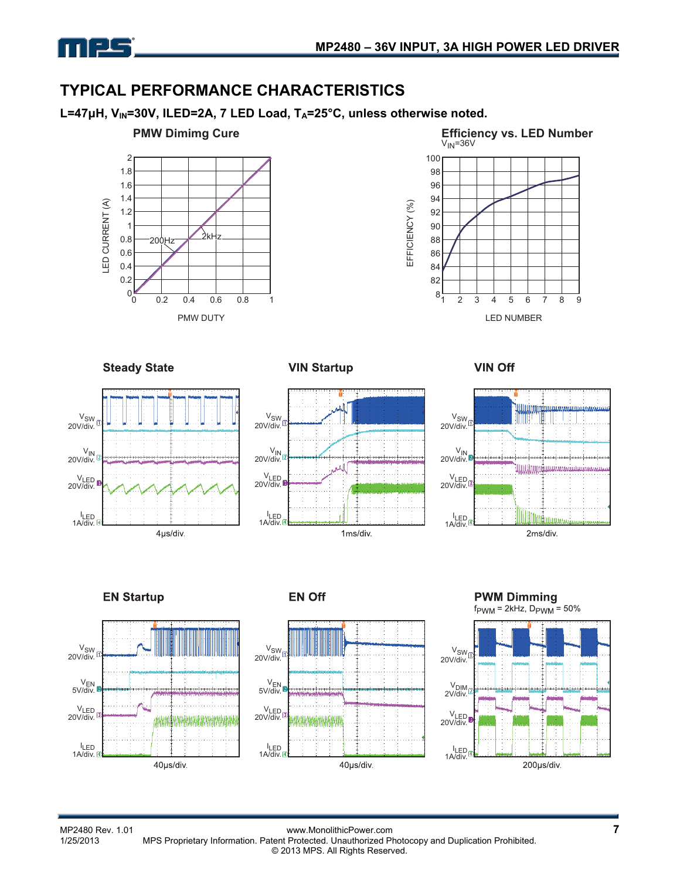## TYPICAL PERFORMANCE CHARACTERISTICS

**L=47μH, $V_{IN}$=30V, ILED=2A, 7 LED Load, $T_A$=25°C, unless otherwise noted.**

**PMW Dimimg Cure**

LED CURRENT (A) vs. PMW DUTY (200Hz, 2kHz)

**Efficiency vs. LED Number**

$V_{IN}$=36V

EFFICIENCY (%) vs. LED NUMBER

**Steady State**

$V_{SW}$ 20V/div., $V_{IN}$ 20V/div., $V_{LED}$ 20V/div., $I_{LED}$ 1A/div., 4μs/div.

**VIN Startup**

$V_{SW}$ 20V/div., $V_{IN}$ 20V/div., $V_{LED}$ 20V/div., $I_{LED}$ 1A/div., 1ms/div.

**VIN Off**

$V_{SW}$ 20V/div., $V_{IN}$ 20V/div., $V_{LED}$ 20V/div., $I_{LED}$ 1A/div., 2ms/div.

**EN Startup**

$V_{SW}$ 20V/div., $V_{EN}$ 5V/div., $V_{LED}$ 20V/div., $I_{LED}$ 1A/div., 40μs/div.

**EN Off**

$V_{SW}$ 20V/div., $V_{EN}$ 5V/div., $V_{LED}$ 20V/div., $I_{LED}$ 1A/div., 40μs/div.

**PWM Dimming**

$f_{PWM}$ = 2kHz, $D_{PWM}$ = 50%

$V_{SW}$ 20V/div., $V_{DIM}$ 2V/div., $V_{LED}$ 20V/div., $I_{LED}$ 1A/div., 200μs/div.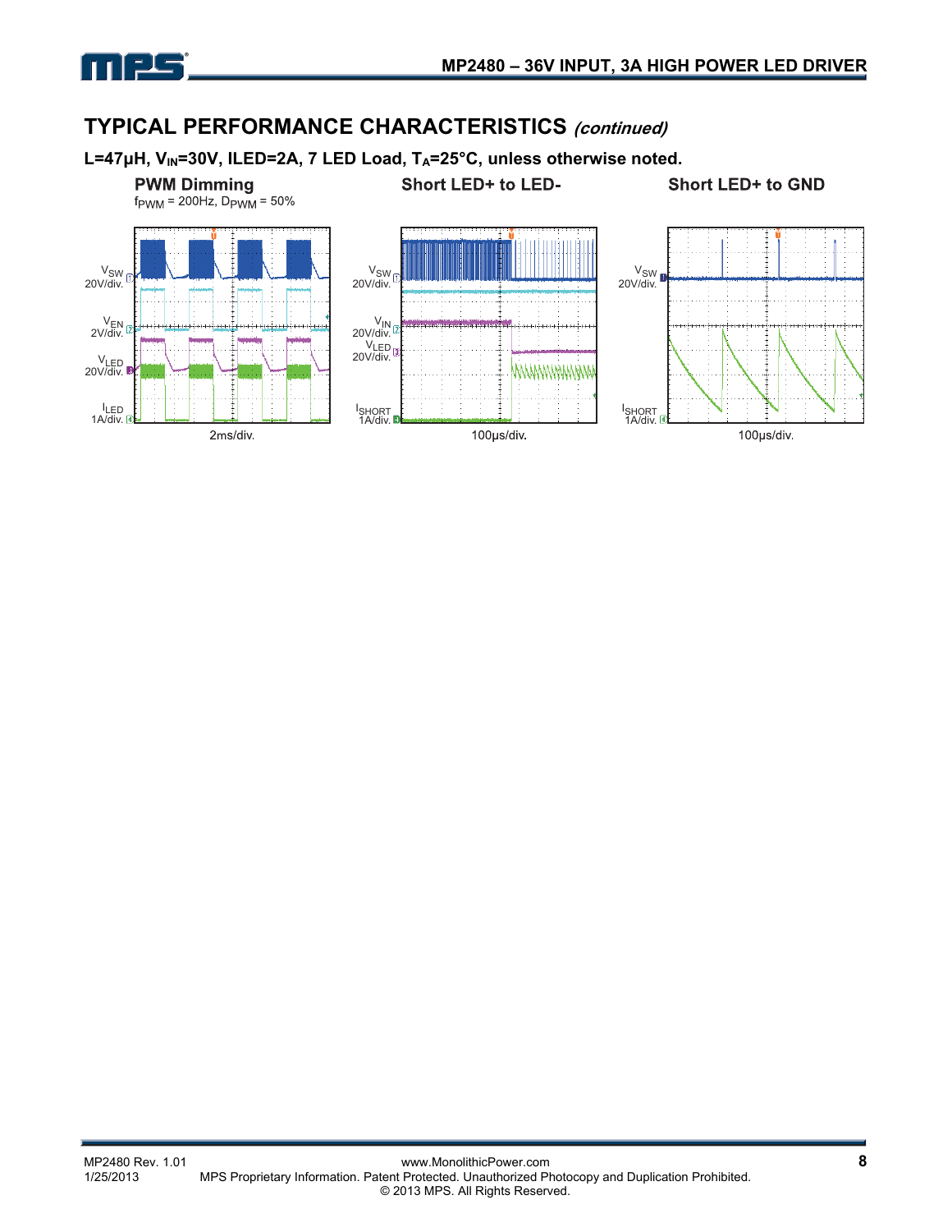## TYPICAL PERFORMANCE CHARACTERISTICS *(continued)*

**L=47µH, $V_{IN}$=30V, ILED=2A, 7 LED Load, $T_A$=25°C, unless otherwise noted.**

**PWM Dimming**
$f_{PWM}$ = 200Hz, $D_{PWM}$ = 50%

$V_{SW}$ 20V/div.
$V_{EN}$ 2V/div.
$V_{LED}$ 20V/div.
$I_{LED}$ 1A/div.
2ms/div.

**Short LED+ to LED-**

$V_{SW}$ 20V/div.
$V_{IN}$ 20V/div.
$V_{LED}$ 20V/div.
$I_{SHORT}$ 1A/div.
100µs/div.

**Short LED+ to GND**

$V_{SW}$ 20V/div.
$I_{SHORT}$ 1A/div.
100µs/div.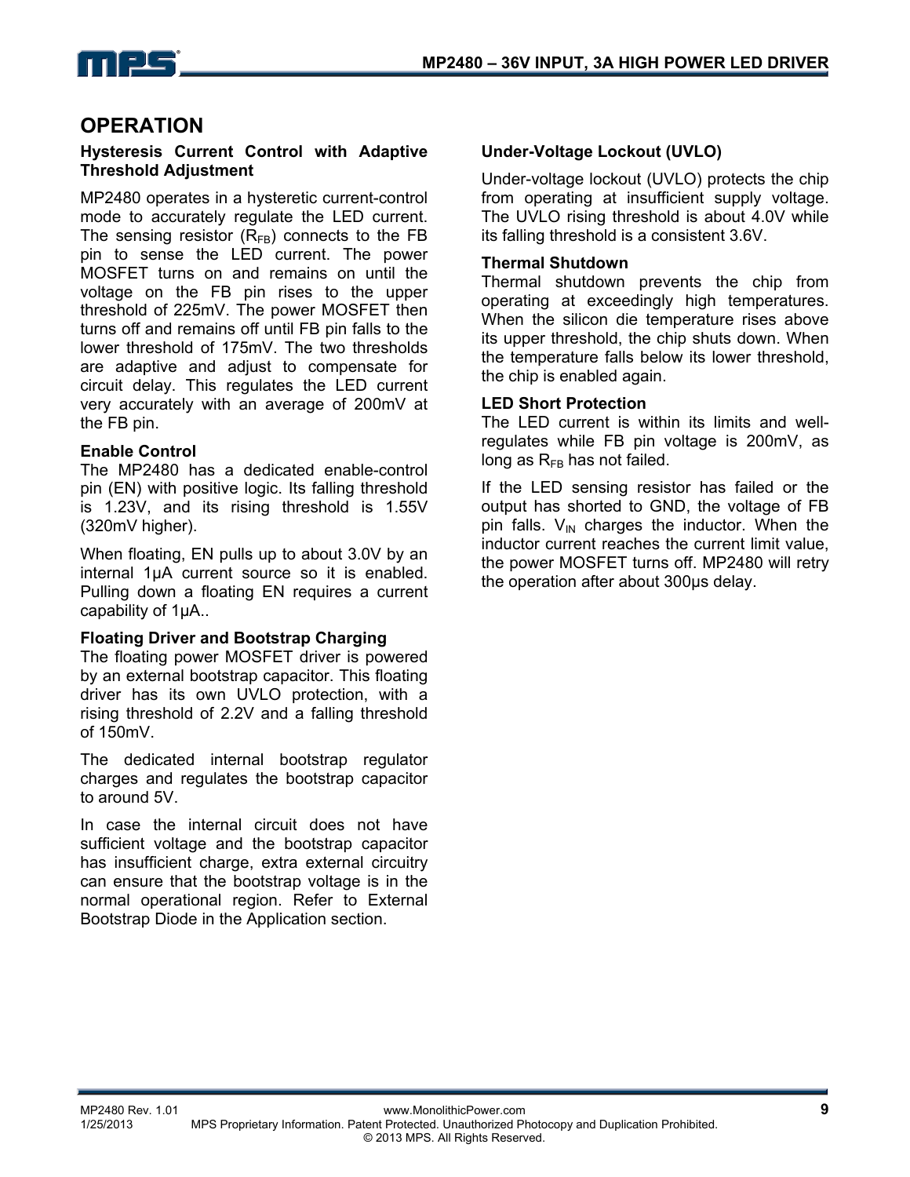## OPERATION

### Hysteresis Current Control with Adaptive Threshold Adjustment

MP2480 operates in a hysteretic current-control mode to accurately regulate the LED current. The sensing resistor ($R_{FB}$) connects to the FB pin to sense the LED current. The power MOSFET turns on and remains on until the voltage on the FB pin rises to the upper threshold of 225mV. The power MOSFET then turns off and remains off until FB pin falls to the lower threshold of 175mV. The two thresholds are adaptive and adjust to compensate for circuit delay. This regulates the LED current very accurately with an average of 200mV at the FB pin.

### Enable Control

The MP2480 has a dedicated enable-control pin (EN) with positive logic. Its falling threshold is 1.23V, and its rising threshold is 1.55V (320mV higher).

When floating, EN pulls up to about 3.0V by an internal 1µA current source so it is enabled. Pulling down a floating EN requires a current capability of 1µA..

### Floating Driver and Bootstrap Charging

The floating power MOSFET driver is powered by an external bootstrap capacitor. This floating driver has its own UVLO protection, with a rising threshold of 2.2V and a falling threshold of 150mV.

The dedicated internal bootstrap regulator charges and regulates the bootstrap capacitor to around 5V.

In case the internal circuit does not have sufficient voltage and the bootstrap capacitor has insufficient charge, extra external circuitry can ensure that the bootstrap voltage is in the normal operational region. Refer to External Bootstrap Diode in the Application section.

### Under-Voltage Lockout (UVLO)

Under-voltage lockout (UVLO) protects the chip from operating at insufficient supply voltage. The UVLO rising threshold is about 4.0V while its falling threshold is a consistent 3.6V.

### Thermal Shutdown

Thermal shutdown prevents the chip from operating at exceedingly high temperatures. When the silicon die temperature rises above its upper threshold, the chip shuts down. When the temperature falls below its lower threshold, the chip is enabled again.

### LED Short Protection

The LED current is within its limits and well-regulates while FB pin voltage is 200mV, as long as $R_{FB}$ has not failed.

If the LED sensing resistor has failed or the output has shorted to GND, the voltage of FB pin falls. $V_{IN}$ charges the inductor. When the inductor current reaches the current limit value, the power MOSFET turns off. MP2480 will retry the operation after about 300µs delay.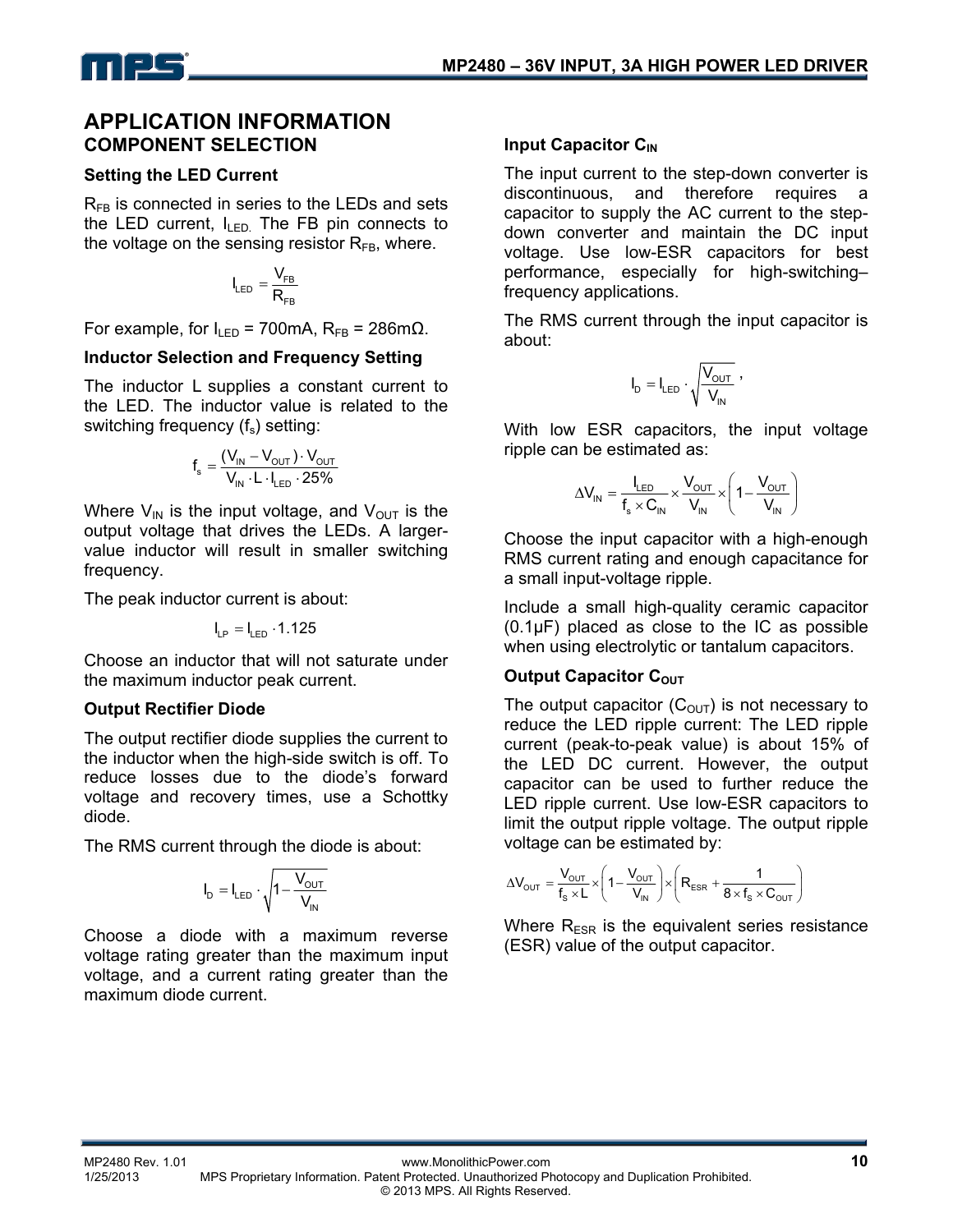## APPLICATION INFORMATION

### COMPONENT SELECTION

#### Setting the LED Current

$R_{FB}$ is connected in series to the LEDs and sets the LED current, $I_{LED}$. The FB pin connects to the voltage on the sensing resistor $R_{FB}$, where.

$$I_{LED} = \frac{V_{FB}}{R_{FB}}$$

For example, for $I_{LED}$ = 700mA, $R_{FB}$ = 286mΩ.

#### Inductor Selection and Frequency Setting

The inductor L supplies a constant current to the LED. The inductor value is related to the switching frequency ($f_s$) setting:

$$f_s = \frac{(V_{IN} - V_{OUT}) \cdot V_{OUT}}{V_{IN} \cdot L \cdot I_{LED} \cdot 25\%}$$

Where $V_{IN}$ is the input voltage, and $V_{OUT}$ is the output voltage that drives the LEDs. A larger-value inductor will result in smaller switching frequency.

The peak inductor current is about:

$$I_{LP} = I_{LED} \cdot 1.125$$

Choose an inductor that will not saturate under the maximum inductor peak current.

#### Output Rectifier Diode

The output rectifier diode supplies the current to the inductor when the high-side switch is off. To reduce losses due to the diode's forward voltage and recovery times, use a Schottky diode.

The RMS current through the diode is about:

$$I_D = I_{LED} \cdot \sqrt{1 - \frac{V_{OUT}}{V_{IN}}}$$

Choose a diode with a maximum reverse voltage rating greater than the maximum input voltage, and a current rating greater than the maximum diode current.

#### Input Capacitor $C_{IN}$

The input current to the step-down converter is discontinuous, and therefore requires a capacitor to supply the AC current to the step-down converter and maintain the DC input voltage. Use low-ESR capacitors for best performance, especially for high-switching–frequency applications.

The RMS current through the input capacitor is about:

$$I_D = I_{LED} \cdot \sqrt{\frac{V_{OUT}}{V_{IN}}},$$

With low ESR capacitors, the input voltage ripple can be estimated as:

$$\Delta V_{IN} = \frac{I_{LED}}{f_s \times C_{IN}} \times \frac{V_{OUT}}{V_{IN}} \times \left(1 - \frac{V_{OUT}}{V_{IN}}\right)$$

Choose the input capacitor with a high-enough RMS current rating and enough capacitance for a small input-voltage ripple.

Include a small high-quality ceramic capacitor (0.1µF) placed as close to the IC as possible when using electrolytic or tantalum capacitors.

#### Output Capacitor $C_{OUT}$

The output capacitor ($C_{OUT}$) is not necessary to reduce the LED ripple current: The LED ripple current (peak-to-peak value) is about 15% of the LED DC current. However, the output capacitor can be used to further reduce the LED ripple current. Use low-ESR capacitors to limit the output ripple voltage. The output ripple voltage can be estimated by:

$$\Delta V_{OUT} = \frac{V_{OUT}}{f_S \times L} \times \left(1 - \frac{V_{OUT}}{V_{IN}}\right) \times \left(R_{ESR} + \frac{1}{8 \times f_S \times C_{OUT}}\right)$$

Where $R_{ESR}$ is the equivalent series resistance (ESR) value of the output capacitor.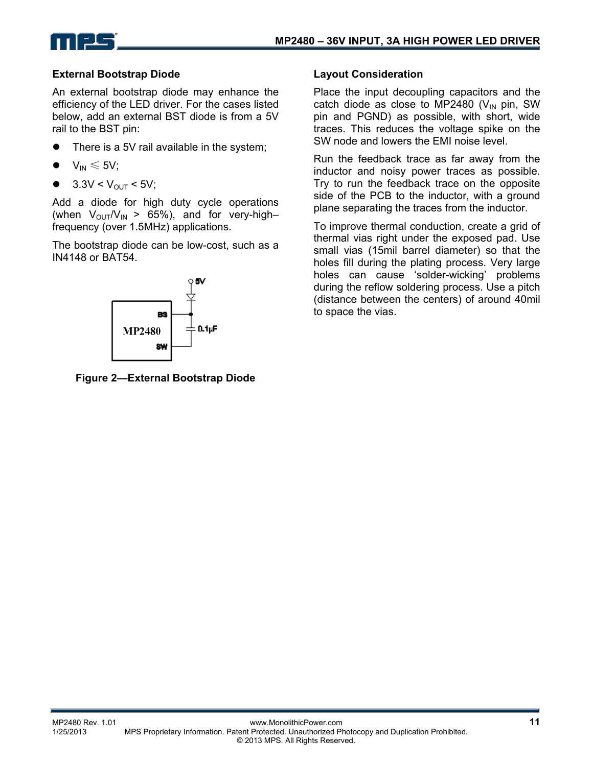### External Bootstrap Diode

An external bootstrap diode may enhance the efficiency of the LED driver. For the cases listed below, add an external BST diode is from a 5V rail to the BST pin:

- There is a 5V rail available in the system;
- $V_{IN} \leqslant 5V$;
- $3.3V < V_{OUT} < 5V$;

Add a diode for high duty cycle operations (when $V_{OUT}/V_{IN} > 65\%$), and for very-high–frequency (over 1.5MHz) applications.

The bootstrap diode can be low-cost, such as a IN4148 or BAT54.

**Figure 2—External Bootstrap Diode**

### Layout Consideration

Place the input decoupling capacitors and the catch diode as close to MP2480 ($V_{IN}$ pin, SW pin and PGND) as possible, with short, wide traces. This reduces the voltage spike on the SW node and lowers the EMI noise level.

Run the feedback trace as far away from the inductor and noisy power traces as possible. Try to run the feedback trace on the opposite side of the PCB to the inductor, with a ground plane separating the traces from the inductor.

To improve thermal conduction, create a grid of thermal vias right under the exposed pad. Use small vias (15mil barrel diameter) so that the holes fill during the plating process. Very large holes can cause 'solder-wicking' problems during the reflow soldering process. Use a pitch (distance between the centers) of around 40mil to space the vias.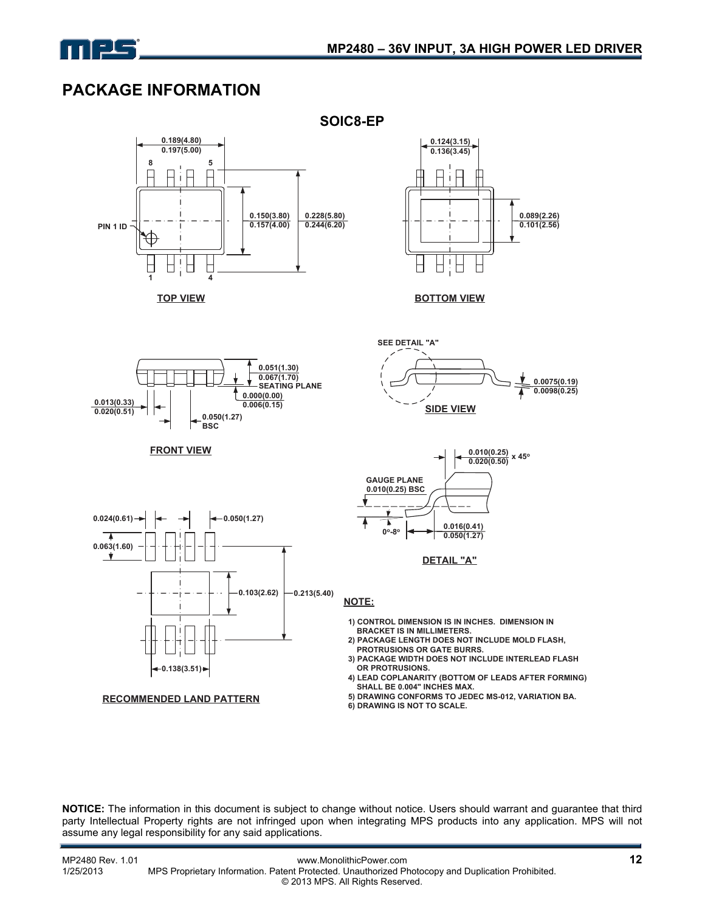# PACKAGE INFORMATION

## SOIC8-EP

0.189(4.80)
0.197(5.00)

8 5

PIN 1 ID

1 4

0.150(3.80)
0.157(4.00)

0.228(5.80)
0.244(6.20)

**TOP VIEW**

0.124(3.15)
0.136(3.45)

0.089(2.26)
0.101(2.56)

**BOTTOM VIEW**

0.051(1.30)
0.067(1.70)
SEATING PLANE

0.000(0.00)
0.006(0.15)

0.013(0.33)
0.020(0.51)

0.050(1.27)
BSC

**FRONT VIEW**

SEE DETAIL "A"

0.0075(0.19)
0.0098(0.25)

**SIDE VIEW**

0.010(0.25)
0.020(0.50) x 45°

GAUGE PLANE
0.010(0.25) BSC

0°-8°

0.016(0.41)
0.050(1.27)

**DETAIL "A"**

0.024(0.61)

0.050(1.27)

0.063(1.60)

0.103(2.62)

0.213(5.40)

0.138(3.51)

**RECOMMENDED LAND PATTERN**

**NOTE:**

1) CONTROL DIMENSION IS IN INCHES. DIMENSION IN BRACKET IS IN MILLIMETERS.
2) PACKAGE LENGTH DOES NOT INCLUDE MOLD FLASH, PROTRUSIONS OR GATE BURRS.
3) PACKAGE WIDTH DOES NOT INCLUDE INTERLEAD FLASH OR PROTRUSIONS.
4) LEAD COPLANARITY (BOTTOM OF LEADS AFTER FORMING) SHALL BE 0.004" INCHES MAX.
5) DRAWING CONFORMS TO JEDEC MS-012, VARIATION BA.
6) DRAWING IS NOT TO SCALE.

**NOTICE:** The information in this document is subject to change without notice. Users should warrant and guarantee that third party Intellectual Property rights are not infringed upon when integrating MPS products into any application. MPS will not assume any legal responsibility for any said applications.